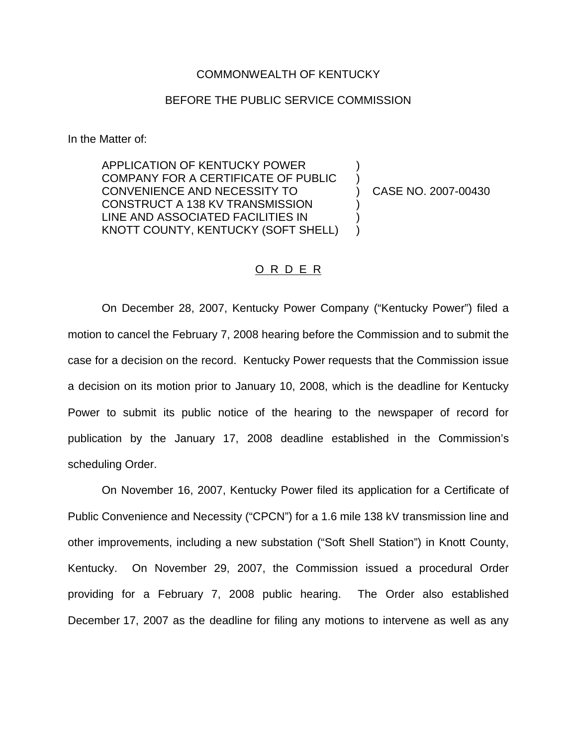COMMONWEALTH OF KENTUCKY

BEFORE THE PUBLIC SERVICE COMMISSION

In the Matter of:

| | | |
|---|---|---|
| APPLICATION OF KENTUCKY POWER COMPANY FOR A CERTIFICATE OF PUBLIC CONVENIENCE AND NECESSITY TO CONSTRUCT A 138 KV TRANSMISSION LINE AND ASSOCIATED FACILITIES IN KNOTT COUNTY, KENTUCKY (SOFT SHELL) | ) | CASE NO. 2007-00430 |

O R D E R

On December 28, 2007, Kentucky Power Company ("Kentucky Power") filed a motion to cancel the February 7, 2008 hearing before the Commission and to submit the case for a decision on the record. Kentucky Power requests that the Commission issue a decision on its motion prior to January 10, 2008, which is the deadline for Kentucky Power to submit its public notice of the hearing to the newspaper of record for publication by the January 17, 2008 deadline established in the Commission's scheduling Order.

On November 16, 2007, Kentucky Power filed its application for a Certificate of Public Convenience and Necessity ("CPCN") for a 1.6 mile 138 kV transmission line and other improvements, including a new substation ("Soft Shell Station") in Knott County, Kentucky. On November 29, 2007, the Commission issued a procedural Order providing for a February 7, 2008 public hearing. The Order also established December 17, 2007 as the deadline for filing any motions to intervene as well as any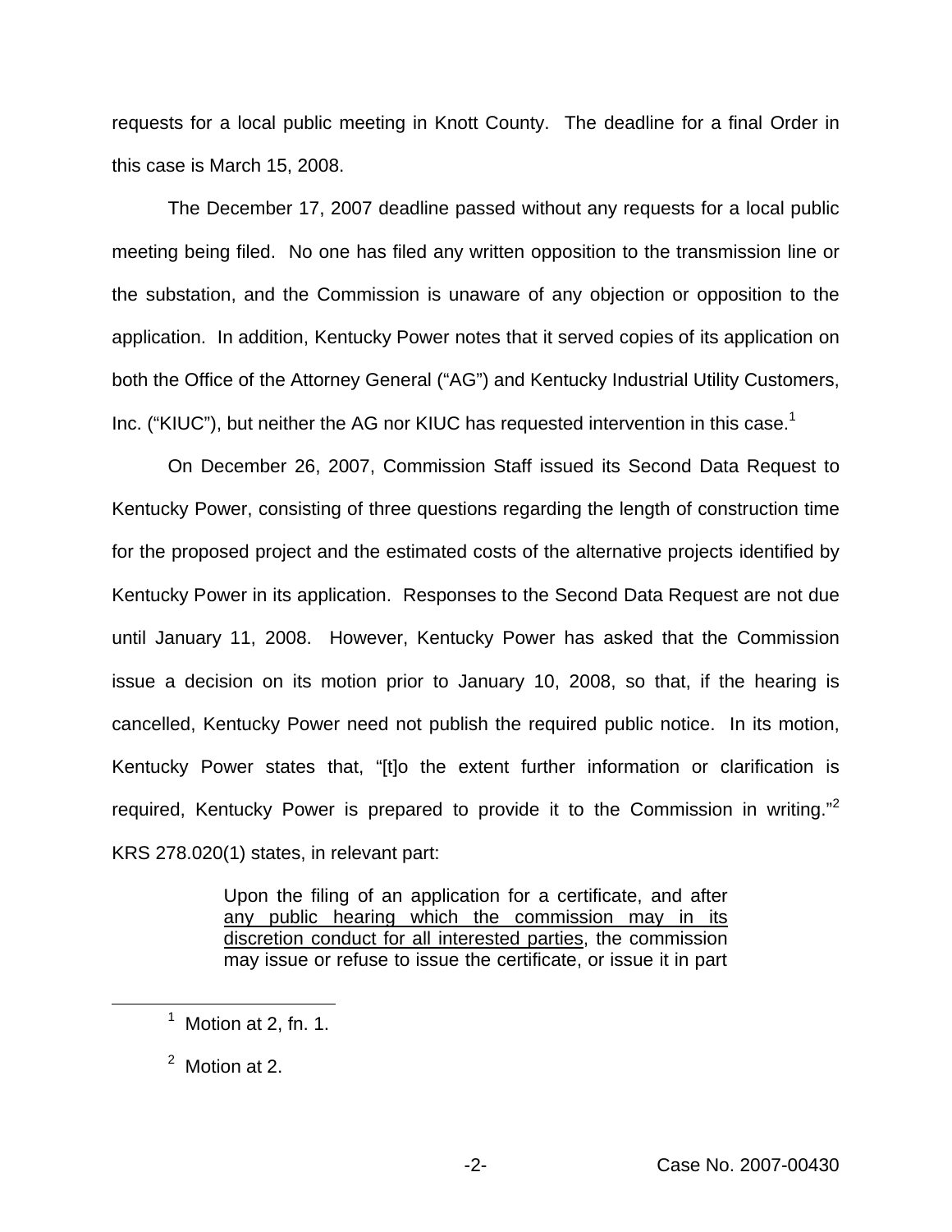requests for a local public meeting in Knott County. The deadline for a final Order in this case is March 15, 2008.

The December 17, 2007 deadline passed without any requests for a local public meeting being filed. No one has filed any written opposition to the transmission line or the substation, and the Commission is unaware of any objection or opposition to the application. In addition, Kentucky Power notes that it served copies of its application on both the Office of the Attorney General ("AG") and Kentucky Industrial Utility Customers, Inc. ("KIUC"), but neither the AG nor KIUC has requested intervention in this case.[1]

On December 26, 2007, Commission Staff issued its Second Data Request to Kentucky Power, consisting of three questions regarding the length of construction time for the proposed project and the estimated costs of the alternative projects identified by Kentucky Power in its application. Responses to the Second Data Request are not due until January 11, 2008. However, Kentucky Power has asked that the Commission issue a decision on its motion prior to January 10, 2008, so that, if the hearing is cancelled, Kentucky Power need not publish the required public notice. In its motion, Kentucky Power states that, "[t]o the extent further information or clarification is required, Kentucky Power is prepared to provide it to the Commission in writing."[2] KRS 278.020(1) states, in relevant part:

> Upon the filing of an application for a certificate, and after <u>any public hearing which the commission may in its discretion conduct for all interested parties</u>, the commission may issue or refuse to issue the certificate, or issue it in part

[1] Motion at 2, fn. 1.

[2] Motion at 2.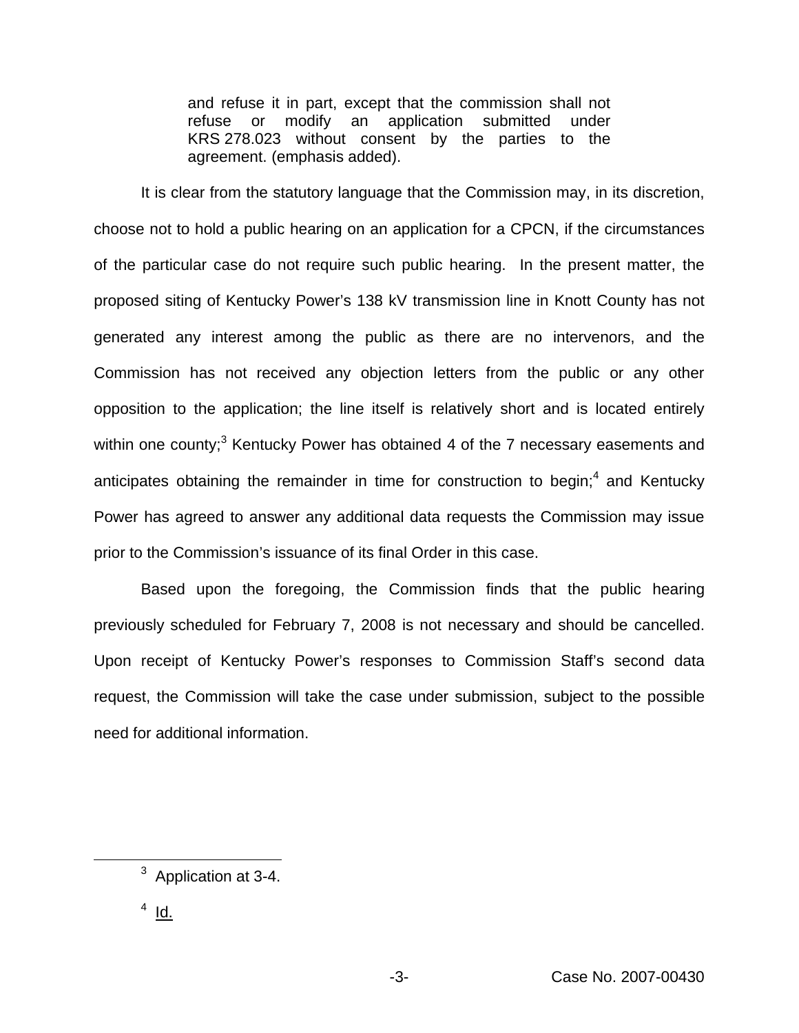> and refuse it in part, except that the commission shall not refuse or modify an application submitted under KRS 278.023 without consent by the parties to the agreement. (emphasis added).

It is clear from the statutory language that the Commission may, in its discretion, choose not to hold a public hearing on an application for a CPCN, if the circumstances of the particular case do not require such public hearing. In the present matter, the proposed siting of Kentucky Power's 138 kV transmission line in Knott County has not generated any interest among the public as there are no intervenors, and the Commission has not received any objection letters from the public or any other opposition to the application; the line itself is relatively short and is located entirely within one county;[3] Kentucky Power has obtained 4 of the 7 necessary easements and anticipates obtaining the remainder in time for construction to begin;[4] and Kentucky Power has agreed to answer any additional data requests the Commission may issue prior to the Commission's issuance of its final Order in this case.

Based upon the foregoing, the Commission finds that the public hearing previously scheduled for February 7, 2008 is not necessary and should be cancelled. Upon receipt of Kentucky Power's responses to Commission Staff's second data request, the Commission will take the case under submission, subject to the possible need for additional information.

[3] Application at 3-4.

[4] Id.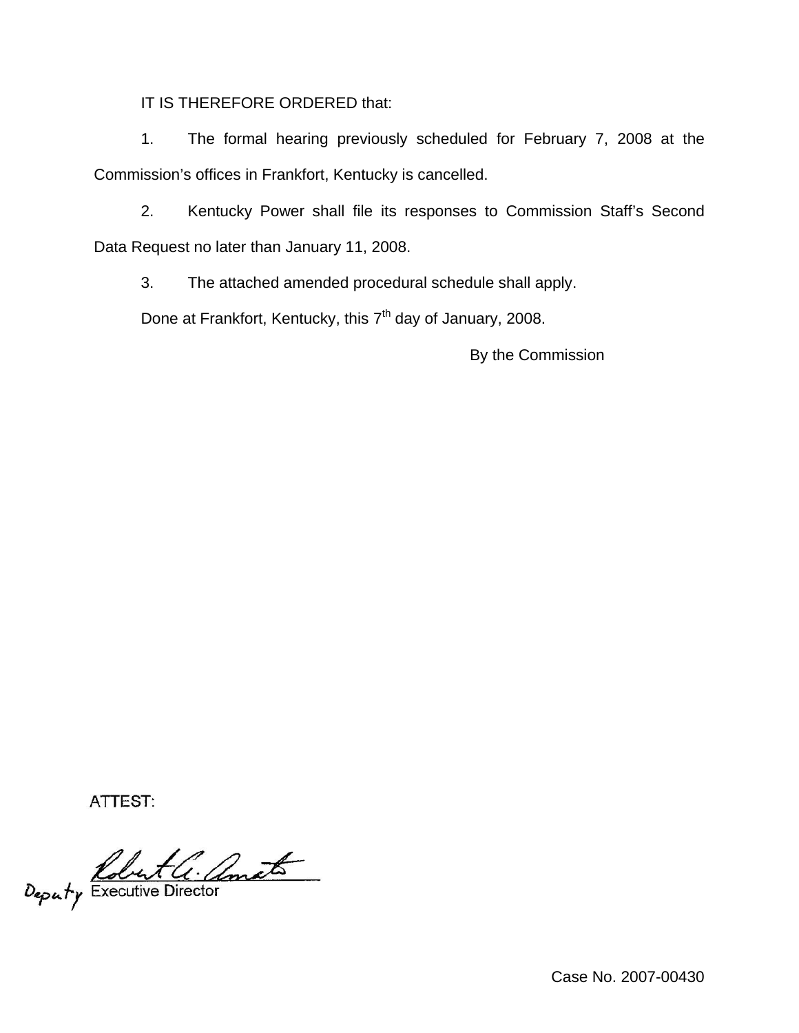IT IS THEREFORE ORDERED that:

1. The formal hearing previously scheduled for February 7, 2008 at the Commission's offices in Frankfort, Kentucky is cancelled.

2. Kentucky Power shall file its responses to Commission Staff's Second Data Request no later than January 11, 2008.

3. The attached amended procedural schedule shall apply.

Done at Frankfort, Kentucky, this 7th day of January, 2008.

By the Commission

ATTEST:

Deputy Executive Director

Case No. 2007-00430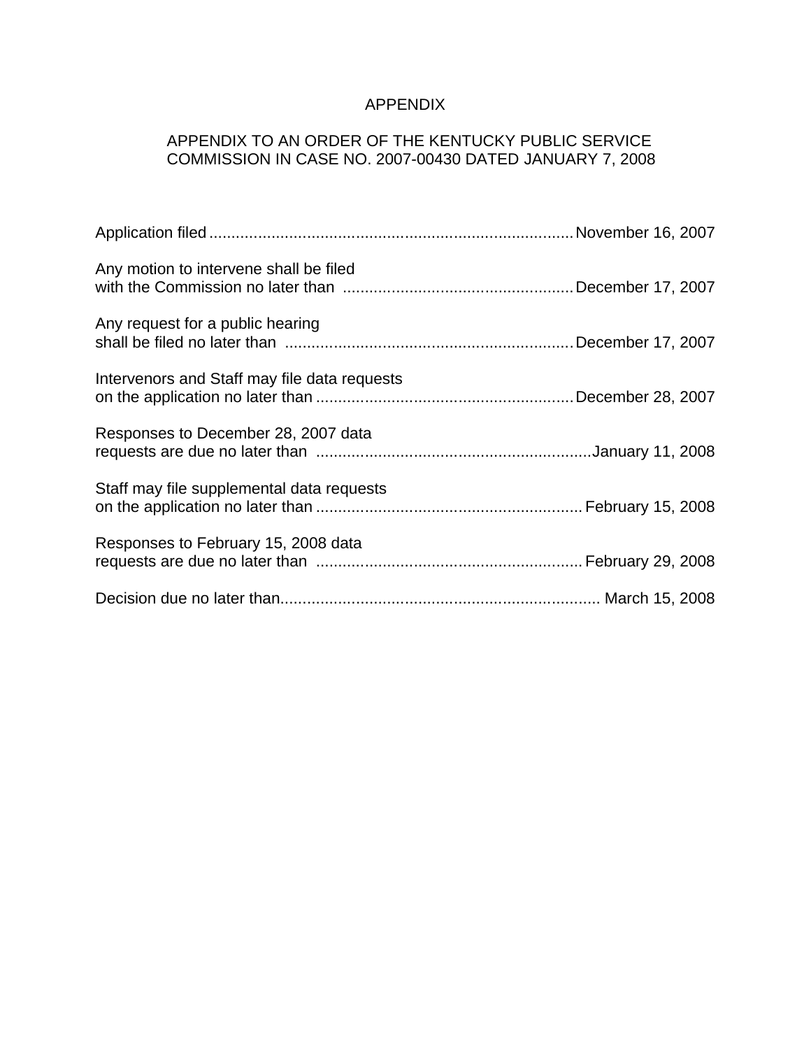APPENDIX

APPENDIX TO AN ORDER OF THE KENTUCKY PUBLIC SERVICE COMMISSION IN CASE NO. 2007-00430 DATED JANUARY 7, 2008

Application filed.................................................................................November 16, 2007

Any motion to intervene shall be filed with the Commission no later than ....................................................December 17, 2007

Any request for a public hearing shall be filed no later than .................................................................December 17, 2007

Intervenors and Staff may file data requests on the application no later than ..........................................................December 28, 2007

Responses to December 28, 2007 data requests are due no later than .............................................................January 11, 2008

Staff may file supplemental data requests on the application no later than ...........................................................February 15, 2008

Responses to February 15, 2008 data requests are due no later than ...........................................................February 29, 2008

Decision due no later than....................................................................... March 15, 2008